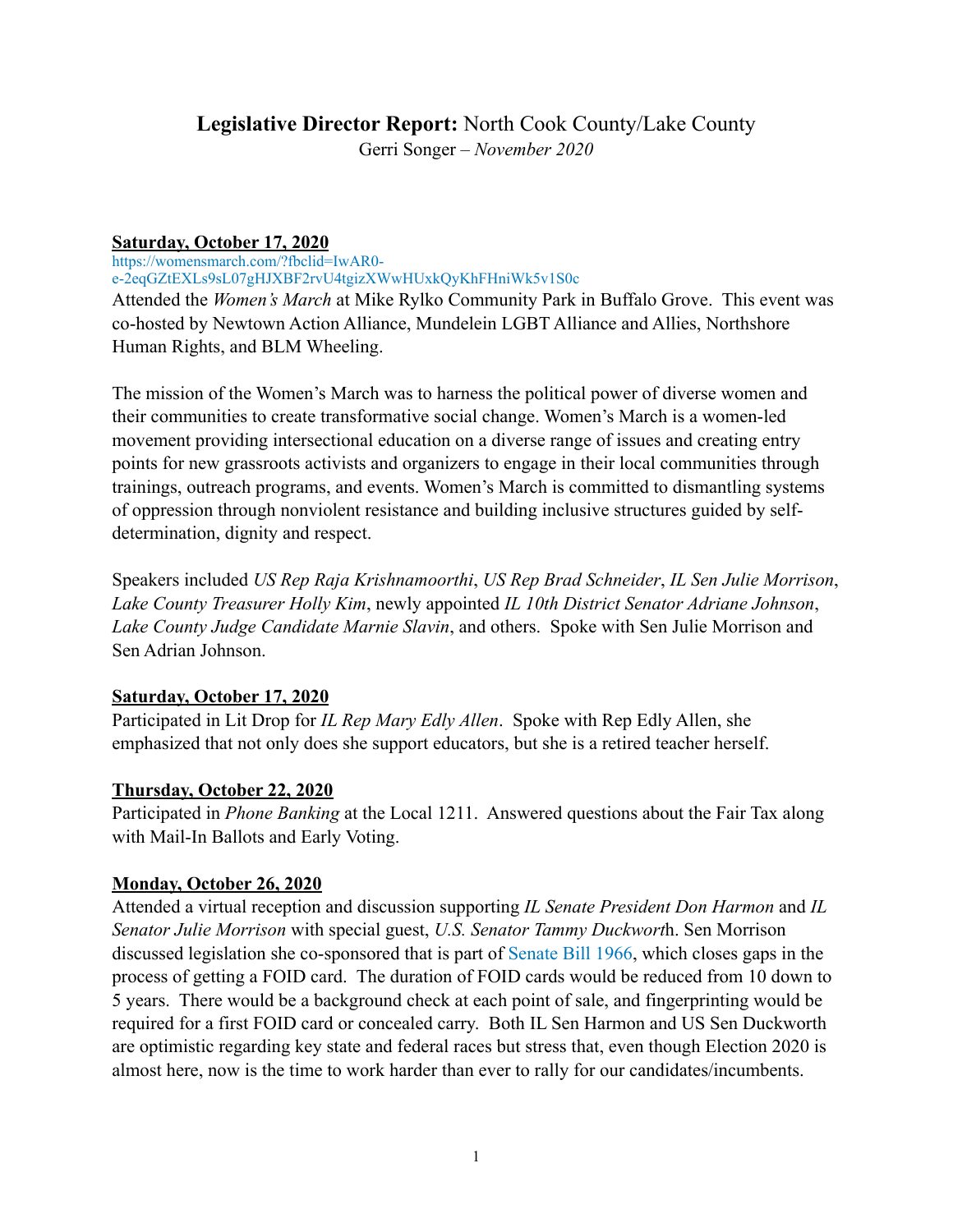## **Legislative Director Report:** North Cook County/Lake County

Gerri Songer – *November 2020*

**Saturday, October 17, 2020**

https://womensmarch.com/?fbclid=IwAR0-e-2eqGZtEXLs9sL07gHJXBF2rvU4tgizXWwHUxkQyKhFHniWk5v1S0c

Attended the *Women's March* at Mike Rylko Community Park in Buffalo Grove. This event was co-hosted by Newtown Action Alliance, Mundelein LGBT Alliance and Allies, Northshore Human Rights, and BLM Wheeling.

The mission of the Women's March was to harness the political power of diverse women and their communities to create transformative social change. Women's March is a women-led movement providing intersectional education on a diverse range of issues and creating entry points for new grassroots activists and organizers to engage in their local communities through trainings, outreach programs, and events. Women's March is committed to dismantling systems of oppression through nonviolent resistance and building inclusive structures guided by self-determination, dignity and respect.

Speakers included *US Rep Raja Krishnamoorthi*, *US Rep Brad Schneider*, *IL Sen Julie Morrison*, *Lake County Treasurer Holly Kim*, newly appointed *IL 10th District Senator Adriane Johnson*, *Lake County Judge Candidate Marnie Slavin*, and others. Spoke with Sen Julie Morrison and Sen Adrian Johnson.

**Saturday, October 17, 2020**

Participated in Lit Drop for *IL Rep Mary Edly Allen*. Spoke with Rep Edly Allen, she emphasized that not only does she support educators, but she is a retired teacher herself.

**Thursday, October 22, 2020**

Participated in *Phone Banking* at the Local 1211. Answered questions about the Fair Tax along with Mail-In Ballots and Early Voting.

**Monday, October 26, 2020**

Attended a virtual reception and discussion supporting *IL Senate President Don Harmon* and *IL Senator Julie Morrison* with special guest, *U.S. Senator Tammy Duckwort*h. Sen Morrison discussed legislation she co-sponsored that is part of Senate Bill 1966, which closes gaps in the process of getting a FOID card. The duration of FOID cards would be reduced from 10 down to 5 years. There would be a background check at each point of sale, and fingerprinting would be required for a first FOID card or concealed carry. Both IL Sen Harmon and US Sen Duckworth are optimistic regarding key state and federal races but stress that, even though Election 2020 is almost here, now is the time to work harder than ever to rally for our candidates/incumbents.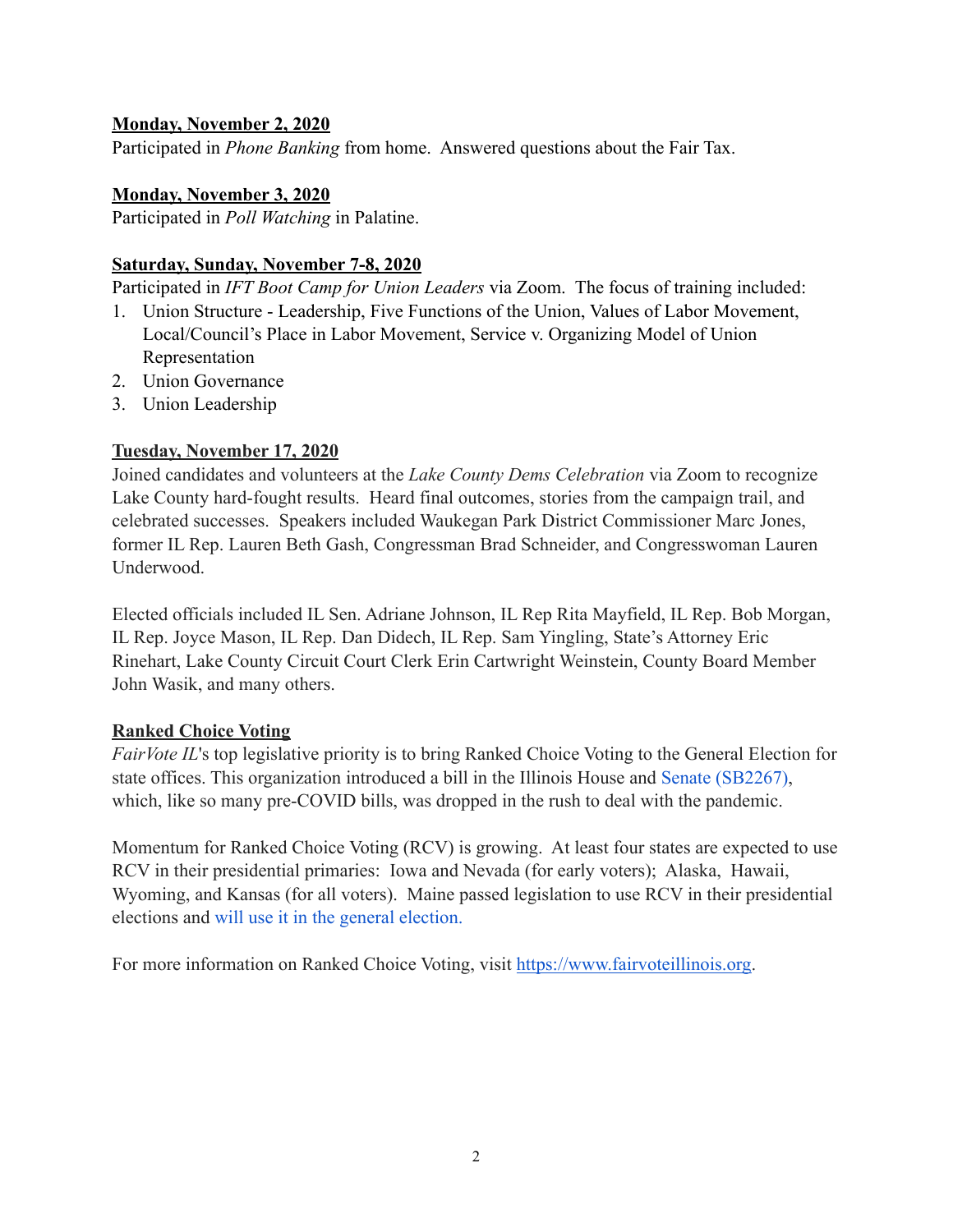**Monday, November 2, 2020**

Participated in *Phone Banking* from home. Answered questions about the Fair Tax.

**Monday, November 3, 2020**

Participated in *Poll Watching* in Palatine.

**Saturday, Sunday, November 7-8, 2020**

Participated in *IFT Boot Camp for Union Leaders* via Zoom. The focus of training included:

1. Union Structure - Leadership, Five Functions of the Union, Values of Labor Movement, Local/Council's Place in Labor Movement, Service v. Organizing Model of Union Representation
2. Union Governance
3. Union Leadership

**Tuesday, November 17, 2020**

Joined candidates and volunteers at the *Lake County Dems Celebration* via Zoom to recognize Lake County hard-fought results. Heard final outcomes, stories from the campaign trail, and celebrated successes. Speakers included Waukegan Park District Commissioner Marc Jones, former IL Rep. Lauren Beth Gash, Congressman Brad Schneider, and Congresswoman Lauren Underwood.

Elected officials included IL Sen. Adriane Johnson, IL Rep Rita Mayfield, IL Rep. Bob Morgan, IL Rep. Joyce Mason, IL Rep. Dan Didech, IL Rep. Sam Yingling, State's Attorney Eric Rinehart, Lake County Circuit Court Clerk Erin Cartwright Weinstein, County Board Member John Wasik, and many others.

**Ranked Choice Voting**

*FairVote IL*'s top legislative priority is to bring Ranked Choice Voting to the General Election for state offices. This organization introduced a bill in the Illinois House and Senate (SB2267), which, like so many pre-COVID bills, was dropped in the rush to deal with the pandemic.

Momentum for Ranked Choice Voting (RCV) is growing. At least four states are expected to use RCV in their presidential primaries: Iowa and Nevada (for early voters); Alaska, Hawaii, Wyoming, and Kansas (for all voters). Maine passed legislation to use RCV in their presidential elections and will use it in the general election.

For more information on Ranked Choice Voting, visit https://www.fairvoteillinois.org.